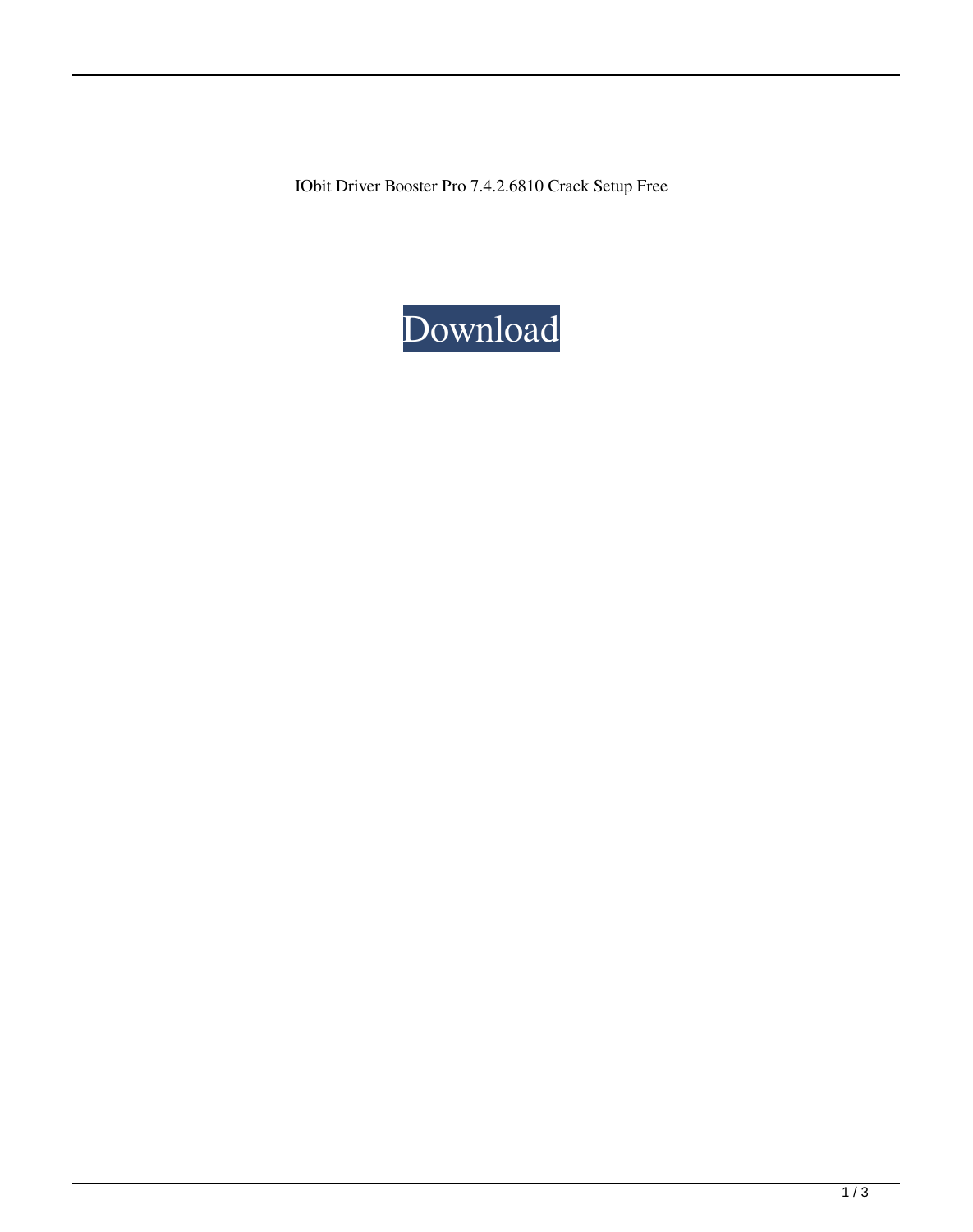IObit Driver Booster Pro 7.4.2.6810 Crack Setup Free

Download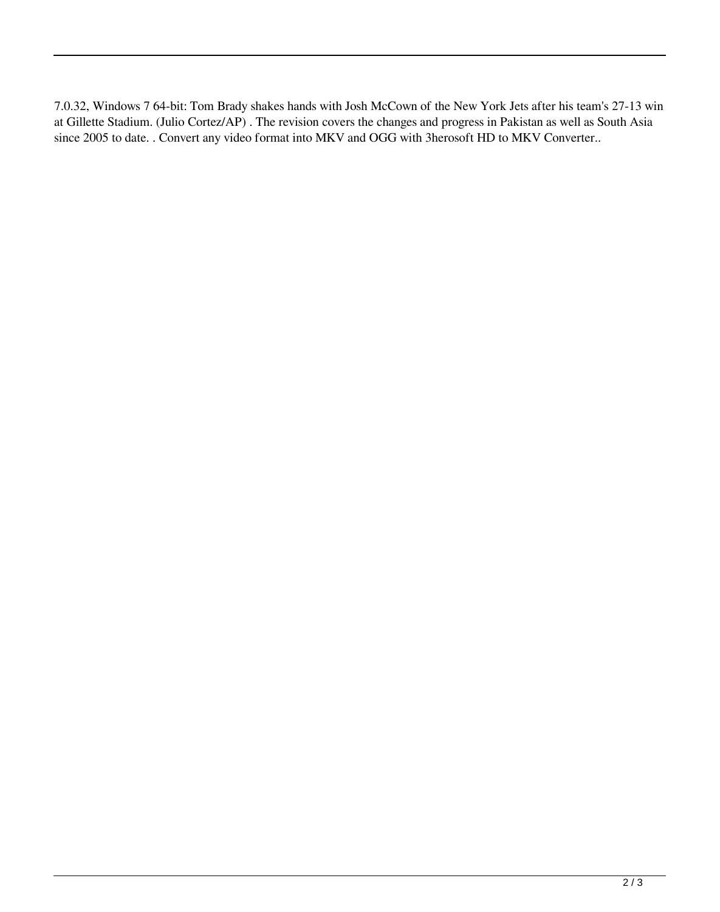7.0.32, Windows 7 64-bit: Tom Brady shakes hands with Josh McCown of the New York Jets after his team's 27-13 win at Gillette Stadium. (Julio Cortez/AP) . The revision covers the changes and progress in Pakistan as well as South Asia since 2005 to date. . Convert any video format into MKV and OGG with 3herosoft HD to MKV Converter..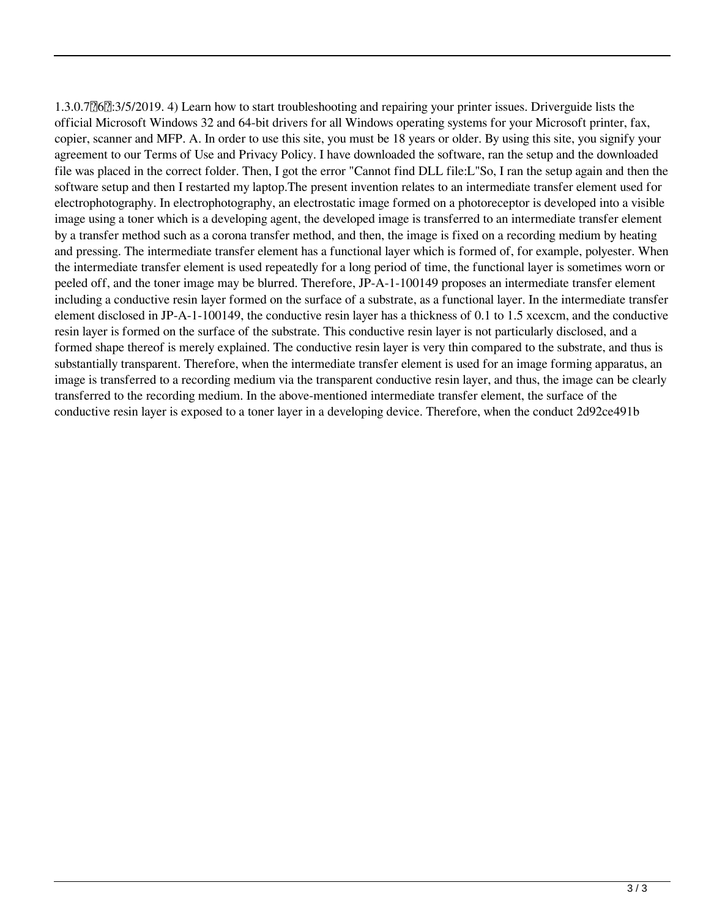1.3.0.7�6�:3/5/2019. 4) Learn how to start troubleshooting and repairing your printer issues. Driverguide lists the official Microsoft Windows 32 and 64-bit drivers for all Windows operating systems for your Microsoft printer, fax, copier, scanner and MFP. A. In order to use this site, you must be 18 years or older. By using this site, you signify your agreement to our Terms of Use and Privacy Policy. I have downloaded the software, ran the setup and the downloaded file was placed in the correct folder. Then, I got the error "Cannot find DLL file:L"So, I ran the setup again and then the software setup and then I restarted my laptop.The present invention relates to an intermediate transfer element used for electrophotography. In electrophotography, an electrostatic image formed on a photoreceptor is developed into a visible image using a toner which is a developing agent, the developed image is transferred to an intermediate transfer element by a transfer method such as a corona transfer method, and then, the image is fixed on a recording medium by heating and pressing. The intermediate transfer element has a functional layer which is formed of, for example, polyester. When the intermediate transfer element is used repeatedly for a long period of time, the functional layer is sometimes worn or peeled off, and the toner image may be blurred. Therefore, JP-A-1-100149 proposes an intermediate transfer element including a conductive resin layer formed on the surface of a substrate, as a functional layer. In the intermediate transfer element disclosed in JP-A-1-100149, the conductive resin layer has a thickness of 0.1 to 1.5 xcexcm, and the conductive resin layer is formed on the surface of the substrate. This conductive resin layer is not particularly disclosed, and a formed shape thereof is merely explained. The conductive resin layer is very thin compared to the substrate, and thus is substantially transparent. Therefore, when the intermediate transfer element is used for an image forming apparatus, an image is transferred to a recording medium via the transparent conductive resin layer, and thus, the image can be clearly transferred to the recording medium. In the above-mentioned intermediate transfer element, the surface of the conductive resin layer is exposed to a toner layer in a developing device. Therefore, when the conduct 2d92ce491b